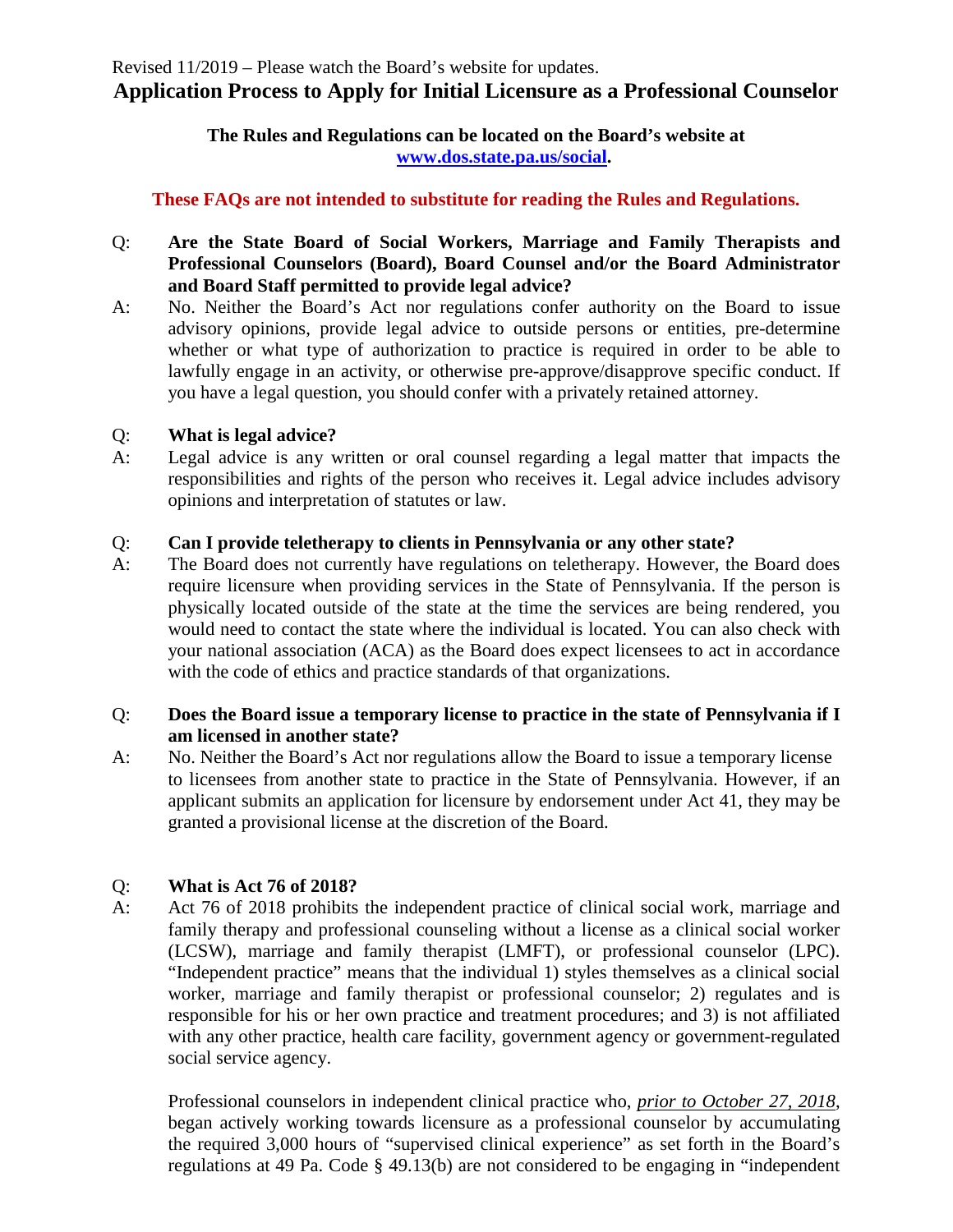Revised 11/2019 – Please watch the Board's website for updates.

# Application Process to Apply for Initial Licensure as a Professional Counselor

**The Rules and Regulations can be located on the Board's website at [www.dos.state.pa.us/social](www.dos.state.pa.us/social).**

**These FAQs are not intended to substitute for reading the Rules and Regulations.**

Q: **Are the State Board of Social Workers, Marriage and Family Therapists and Professional Counselors (Board), Board Counsel and/or the Board Administrator and Board Staff permitted to provide legal advice?**

A: No. Neither the Board's Act nor regulations confer authority on the Board to issue advisory opinions, provide legal advice to outside persons or entities, pre-determine whether or what type of authorization to practice is required in order to be able to lawfully engage in an activity, or otherwise pre-approve/disapprove specific conduct. If you have a legal question, you should confer with a privately retained attorney.

Q: **What is legal advice?**

A: Legal advice is any written or oral counsel regarding a legal matter that impacts the responsibilities and rights of the person who receives it. Legal advice includes advisory opinions and interpretation of statutes or law.

Q: **Can I provide teletherapy to clients in Pennsylvania or any other state?**

A: The Board does not currently have regulations on teletherapy. However, the Board does require licensure when providing services in the State of Pennsylvania. If the person is physically located outside of the state at the time the services are being rendered, you would need to contact the state where the individual is located. You can also check with your national association (ACA) as the Board does expect licensees to act in accordance with the code of ethics and practice standards of that organizations.

Q: **Does the Board issue a temporary license to practice in the state of Pennsylvania if I am licensed in another state?**

A: No. Neither the Board's Act nor regulations allow the Board to issue a temporary license to licensees from another state to practice in the State of Pennsylvania. However, if an applicant submits an application for licensure by endorsement under Act 41, they may be granted a provisional license at the discretion of the Board.

Q: **What is Act 76 of 2018?**

A: Act 76 of 2018 prohibits the independent practice of clinical social work, marriage and family therapy and professional counseling without a license as a clinical social worker (LCSW), marriage and family therapist (LMFT), or professional counselor (LPC). "Independent practice" means that the individual 1) styles themselves as a clinical social worker, marriage and family therapist or professional counselor; 2) regulates and is responsible for his or her own practice and treatment procedures; and 3) is not affiliated with any other practice, health care facility, government agency or government-regulated social service agency.

Professional counselors in independent clinical practice who, *prior to October 27, 2018*, began actively working towards licensure as a professional counselor by accumulating the required 3,000 hours of "supervised clinical experience" as set forth in the Board's regulations at 49 Pa. Code § 49.13(b) are not considered to be engaging in "independent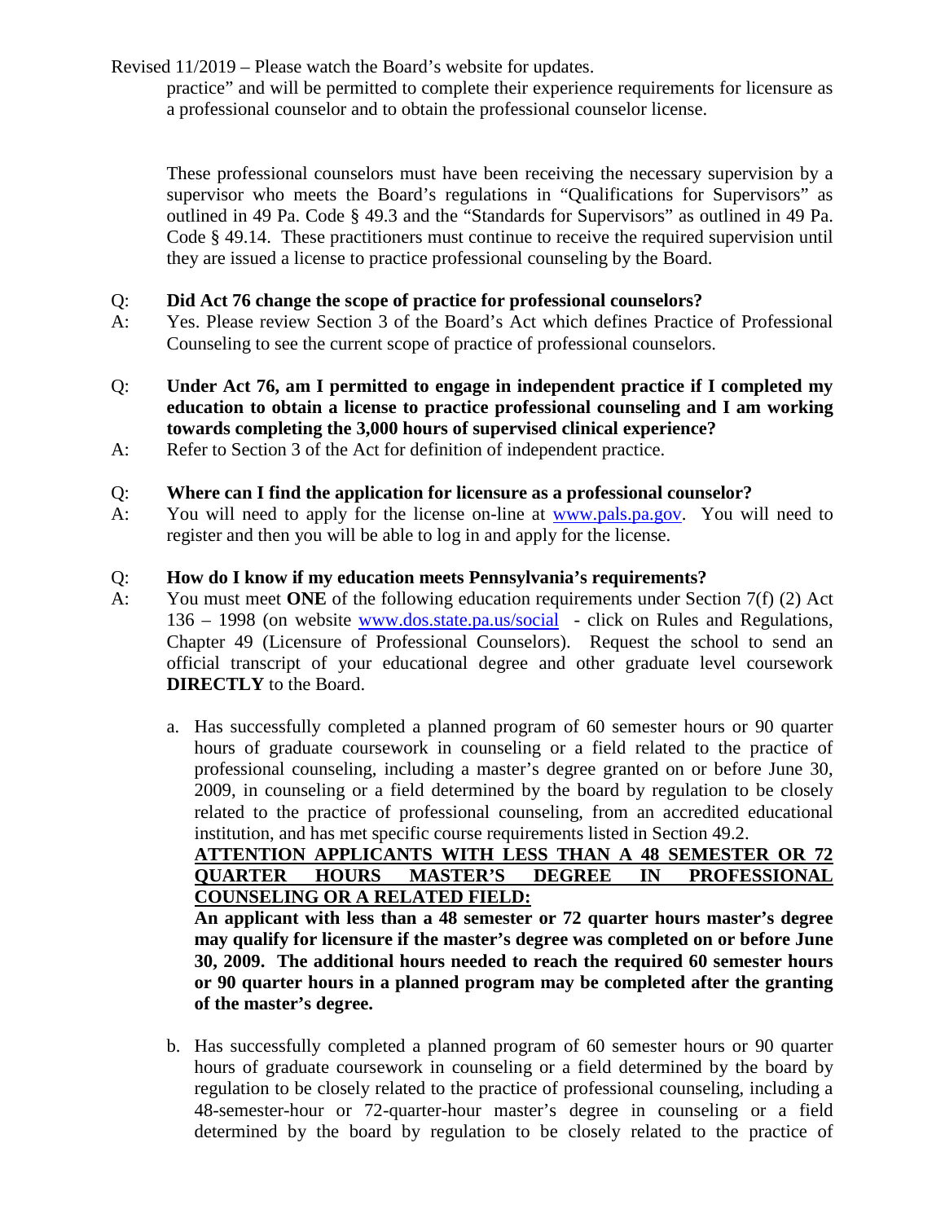practice" and will be permitted to complete their experience requirements for licensure as a professional counselor and to obtain the professional counselor license.

These professional counselors must have been receiving the necessary supervision by a supervisor who meets the Board's regulations in "Qualifications for Supervisors" as outlined in 49 Pa. Code § 49.3 and the "Standards for Supervisors" as outlined in 49 Pa. Code § 49.14. These practitioners must continue to receive the required supervision until they are issued a license to practice professional counseling by the Board.

Q: **Did Act 76 change the scope of practice for professional counselors?**
A: Yes. Please review Section 3 of the Board's Act which defines Practice of Professional Counseling to see the current scope of practice of professional counselors.

Q: **Under Act 76, am I permitted to engage in independent practice if I completed my education to obtain a license to practice professional counseling and I am working towards completing the 3,000 hours of supervised clinical experience?**
A: Refer to Section 3 of the Act for definition of independent practice.

Q: **Where can I find the application for licensure as a professional counselor?**
A: You will need to apply for the license on-line at [www.pals.pa.gov](http://www.pals.pa.gov). You will need to register and then you will be able to log in and apply for the license.

Q: **How do I know if my education meets Pennsylvania's requirements?**
A: You must meet **ONE** of the following education requirements under Section 7(f) (2) Act 136 – 1998 (on website [www.dos.state.pa.us/social](http://www.dos.state.pa.us/social) - click on Rules and Regulations, Chapter 49 (Licensure of Professional Counselors). Request the school to send an official transcript of your educational degree and other graduate level coursework **DIRECTLY** to the Board.

a. Has successfully completed a planned program of 60 semester hours or 90 quarter hours of graduate coursework in counseling or a field related to the practice of professional counseling, including a master's degree granted on or before June 30, 2009, in counseling or a field determined by the board by regulation to be closely related to the practice of professional counseling, from an accredited educational institution, and has met specific course requirements listed in Section 49.2.
**ATTENTION APPLICANTS WITH LESS THAN A 48 SEMESTER OR 72 QUARTER HOURS MASTER'S DEGREE IN PROFESSIONAL COUNSELING OR A RELATED FIELD:**
**An applicant with less than a 48 semester or 72 quarter hours master's degree may qualify for licensure if the master's degree was completed on or before June 30, 2009. The additional hours needed to reach the required 60 semester hours or 90 quarter hours in a planned program may be completed after the granting of the master's degree.**

b. Has successfully completed a planned program of 60 semester hours or 90 quarter hours of graduate coursework in counseling or a field determined by the board by regulation to be closely related to the practice of professional counseling, including a 48-semester-hour or 72-quarter-hour master's degree in counseling or a field determined by the board by regulation to be closely related to the practice of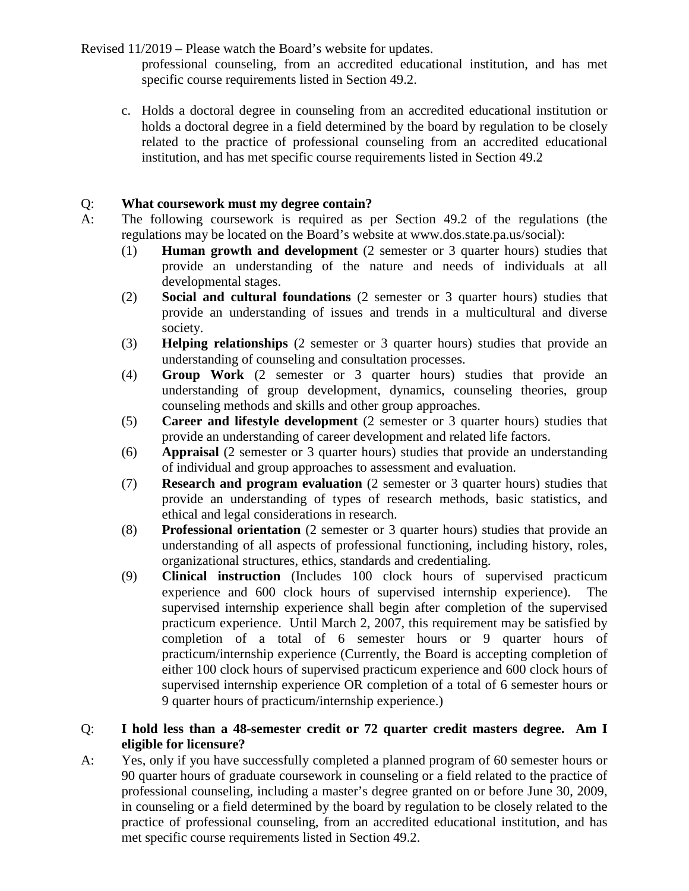professional counseling, from an accredited educational institution, and has met specific course requirements listed in Section 49.2.

c. Holds a doctoral degree in counseling from an accredited educational institution or holds a doctoral degree in a field determined by the board by regulation to be closely related to the practice of professional counseling from an accredited educational institution, and has met specific course requirements listed in Section 49.2

Q: **What coursework must my degree contain?**

A: The following coursework is required as per Section 49.2 of the regulations (the regulations may be located on the Board's website at www.dos.state.pa.us/social):

(1) **Human growth and development** (2 semester or 3 quarter hours) studies that provide an understanding of the nature and needs of individuals at all developmental stages.

(2) **Social and cultural foundations** (2 semester or 3 quarter hours) studies that provide an understanding of issues and trends in a multicultural and diverse society.

(3) **Helping relationships** (2 semester or 3 quarter hours) studies that provide an understanding of counseling and consultation processes.

(4) **Group Work** (2 semester or 3 quarter hours) studies that provide an understanding of group development, dynamics, counseling theories, group counseling methods and skills and other group approaches.

(5) **Career and lifestyle development** (2 semester or 3 quarter hours) studies that provide an understanding of career development and related life factors.

(6) **Appraisal** (2 semester or 3 quarter hours) studies that provide an understanding of individual and group approaches to assessment and evaluation.

(7) **Research and program evaluation** (2 semester or 3 quarter hours) studies that provide an understanding of types of research methods, basic statistics, and ethical and legal considerations in research.

(8) **Professional orientation** (2 semester or 3 quarter hours) studies that provide an understanding of all aspects of professional functioning, including history, roles, organizational structures, ethics, standards and credentialing.

(9) **Clinical instruction** (Includes 100 clock hours of supervised practicum experience and 600 clock hours of supervised internship experience). The supervised internship experience shall begin after completion of the supervised practicum experience. Until March 2, 2007, this requirement may be satisfied by completion of a total of 6 semester hours or 9 quarter hours of practicum/internship experience (Currently, the Board is accepting completion of either 100 clock hours of supervised practicum experience and 600 clock hours of supervised internship experience OR completion of a total of 6 semester hours or 9 quarter hours of practicum/internship experience.)

Q: **I hold less than a 48-semester credit or 72 quarter credit masters degree. Am I eligible for licensure?**

A: Yes, only if you have successfully completed a planned program of 60 semester hours or 90 quarter hours of graduate coursework in counseling or a field related to the practice of professional counseling, including a master's degree granted on or before June 30, 2009, in counseling or a field determined by the board by regulation to be closely related to the practice of professional counseling, from an accredited educational institution, and has met specific course requirements listed in Section 49.2.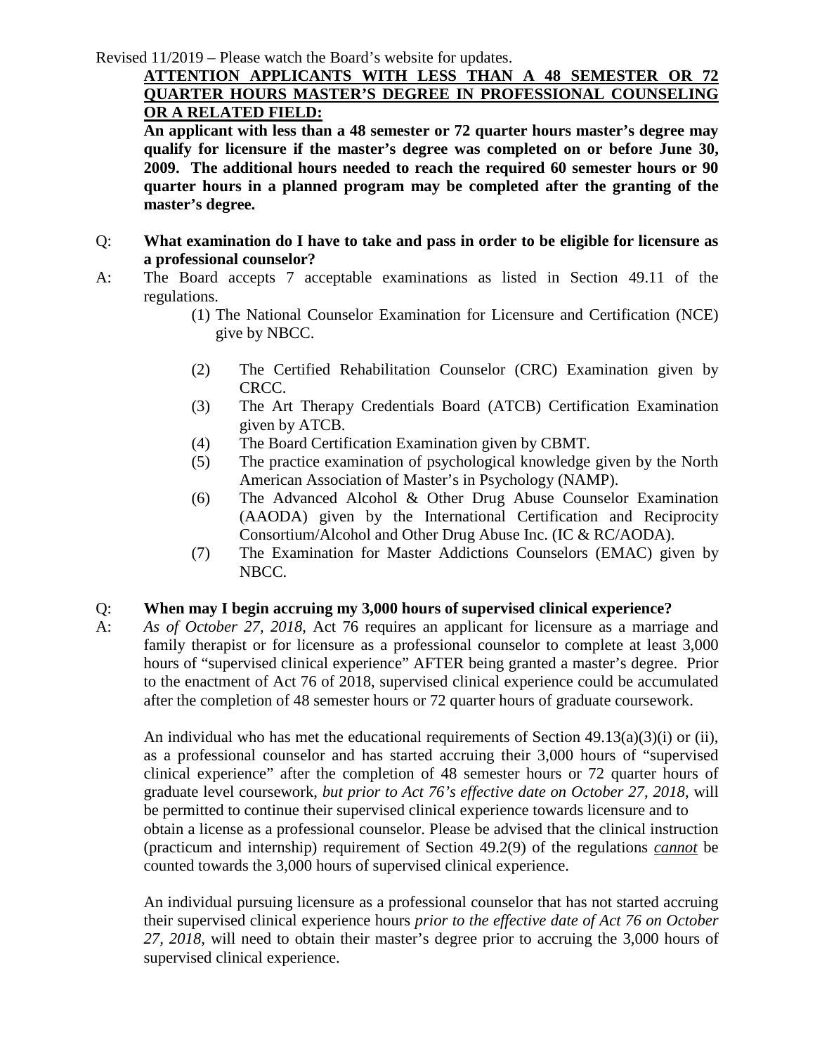Revised 11/2019 – Please watch the Board's website for updates.

**ATTENTION APPLICANTS WITH LESS THAN A 48 SEMESTER OR 72 QUARTER HOURS MASTER'S DEGREE IN PROFESSIONAL COUNSELING OR A RELATED FIELD:**

**An applicant with less than a 48 semester or 72 quarter hours master's degree may qualify for licensure if the master's degree was completed on or before June 30, 2009. The additional hours needed to reach the required 60 semester hours or 90 quarter hours in a planned program may be completed after the granting of the master's degree.**

Q: **What examination do I have to take and pass in order to be eligible for licensure as a professional counselor?**

A: The Board accepts 7 acceptable examinations as listed in Section 49.11 of the regulations.

(1) The National Counselor Examination for Licensure and Certification (NCE) give by NBCC.

(2) The Certified Rehabilitation Counselor (CRC) Examination given by CRCC.

(3) The Art Therapy Credentials Board (ATCB) Certification Examination given by ATCB.

(4) The Board Certification Examination given by CBMT.

(5) The practice examination of psychological knowledge given by the North American Association of Master's in Psychology (NAMP).

(6) The Advanced Alcohol & Other Drug Abuse Counselor Examination (AAODA) given by the International Certification and Reciprocity Consortium/Alcohol and Other Drug Abuse Inc. (IC & RC/AODA).

(7) The Examination for Master Addictions Counselors (EMAC) given by NBCC.

Q: **When may I begin accruing my 3,000 hours of supervised clinical experience?**

A: *As of October 27, 2018*, Act 76 requires an applicant for licensure as a marriage and family therapist or for licensure as a professional counselor to complete at least 3,000 hours of "supervised clinical experience" AFTER being granted a master's degree. Prior to the enactment of Act 76 of 2018, supervised clinical experience could be accumulated after the completion of 48 semester hours or 72 quarter hours of graduate coursework.

An individual who has met the educational requirements of Section 49.13(a)(3)(i) or (ii), as a professional counselor and has started accruing their 3,000 hours of "supervised clinical experience" after the completion of 48 semester hours or 72 quarter hours of graduate level coursework, *but prior to Act 76's effective date on October 27, 2018*, will be permitted to continue their supervised clinical experience towards licensure and to obtain a license as a professional counselor. Please be advised that the clinical instruction (practicum and internship) requirement of Section 49.2(9) of the regulations ***cannot*** be counted towards the 3,000 hours of supervised clinical experience.

An individual pursuing licensure as a professional counselor that has not started accruing their supervised clinical experience hours *prior to the effective date of Act 76 on October 27, 2018*, will need to obtain their master's degree prior to accruing the 3,000 hours of supervised clinical experience.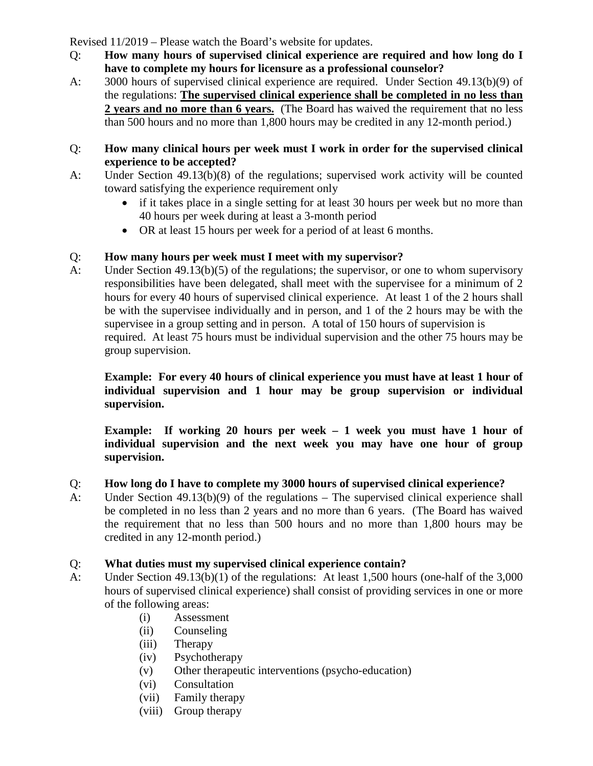Revised 11/2019 – Please watch the Board's website for updates.

Q: **How many hours of supervised clinical experience are required and how long do I have to complete my hours for licensure as a professional counselor?**

A: 3000 hours of supervised clinical experience are required. Under Section 49.13(b)(9) of the regulations: **<u>The supervised clinical experience shall be completed in no less than 2 years and no more than 6 years.</u>** (The Board has waived the requirement that no less than 500 hours and no more than 1,800 hours may be credited in any 12-month period.)

Q: **How many clinical hours per week must I work in order for the supervised clinical experience to be accepted?**

A: Under Section 49.13(b)(8) of the regulations; supervised work activity will be counted toward satisfying the experience requirement only

- if it takes place in a single setting for at least 30 hours per week but no more than 40 hours per week during at least a 3-month period
- OR at least 15 hours per week for a period of at least 6 months.

Q: **How many hours per week must I meet with my supervisor?**

A: Under Section 49.13(b)(5) of the regulations; the supervisor, or one to whom supervisory responsibilities have been delegated, shall meet with the supervisee for a minimum of 2 hours for every 40 hours of supervised clinical experience. At least 1 of the 2 hours shall be with the supervisee individually and in person, and 1 of the 2 hours may be with the supervisee in a group setting and in person. A total of 150 hours of supervision is required. At least 75 hours must be individual supervision and the other 75 hours may be group supervision.

**Example: For every 40 hours of clinical experience you must have at least 1 hour of individual supervision and 1 hour may be group supervision or individual supervision.**

**Example: If working 20 hours per week – 1 week you must have 1 hour of individual supervision and the next week you may have one hour of group supervision.**

Q: **How long do I have to complete my 3000 hours of supervised clinical experience?**

A: Under Section 49.13(b)(9) of the regulations – The supervised clinical experience shall be completed in no less than 2 years and no more than 6 years. (The Board has waived the requirement that no less than 500 hours and no more than 1,800 hours may be credited in any 12-month period.)

Q: **What duties must my supervised clinical experience contain?**

A: Under Section 49.13(b)(1) of the regulations: At least 1,500 hours (one-half of the 3,000 hours of supervised clinical experience) shall consist of providing services in one or more of the following areas:

- (i) Assessment
- (ii) Counseling
- (iii) Therapy
- (iv) Psychotherapy
- (v) Other therapeutic interventions (psycho-education)
- (vi) Consultation
- (vii) Family therapy
- (viii) Group therapy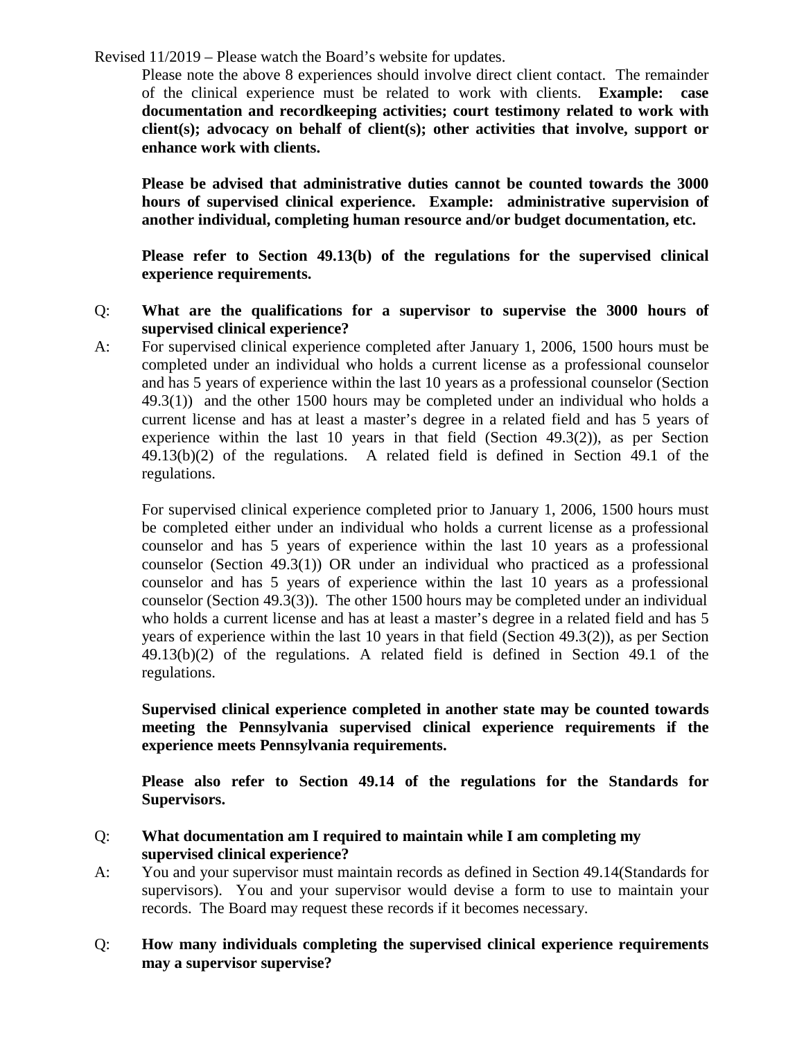Please note the above 8 experiences should involve direct client contact. The remainder of the clinical experience must be related to work with clients. **Example: case documentation and recordkeeping activities; court testimony related to work with client(s); advocacy on behalf of client(s); other activities that involve, support or enhance work with clients.**

**Please be advised that administrative duties cannot be counted towards the 3000 hours of supervised clinical experience. Example: administrative supervision of another individual, completing human resource and/or budget documentation, etc.**

**Please refer to Section 49.13(b) of the regulations for the supervised clinical experience requirements.**

Q: **What are the qualifications for a supervisor to supervise the 3000 hours of supervised clinical experience?**

A: For supervised clinical experience completed after January 1, 2006, 1500 hours must be completed under an individual who holds a current license as a professional counselor and has 5 years of experience within the last 10 years as a professional counselor (Section 49.3(1)) and the other 1500 hours may be completed under an individual who holds a current license and has at least a master's degree in a related field and has 5 years of experience within the last 10 years in that field (Section 49.3(2)), as per Section 49.13(b)(2) of the regulations. A related field is defined in Section 49.1 of the regulations.

For supervised clinical experience completed prior to January 1, 2006, 1500 hours must be completed either under an individual who holds a current license as a professional counselor and has 5 years of experience within the last 10 years as a professional counselor (Section 49.3(1)) OR under an individual who practiced as a professional counselor and has 5 years of experience within the last 10 years as a professional counselor (Section 49.3(3)). The other 1500 hours may be completed under an individual who holds a current license and has at least a master's degree in a related field and has 5 years of experience within the last 10 years in that field (Section 49.3(2)), as per Section 49.13(b)(2) of the regulations. A related field is defined in Section 49.1 of the regulations.

**Supervised clinical experience completed in another state may be counted towards meeting the Pennsylvania supervised clinical experience requirements if the experience meets Pennsylvania requirements.**

**Please also refer to Section 49.14 of the regulations for the Standards for Supervisors.**

Q: **What documentation am I required to maintain while I am completing my supervised clinical experience?**

A: You and your supervisor must maintain records as defined in Section 49.14(Standards for supervisors). You and your supervisor would devise a form to use to maintain your records. The Board may request these records if it becomes necessary.

Q: **How many individuals completing the supervised clinical experience requirements may a supervisor supervise?**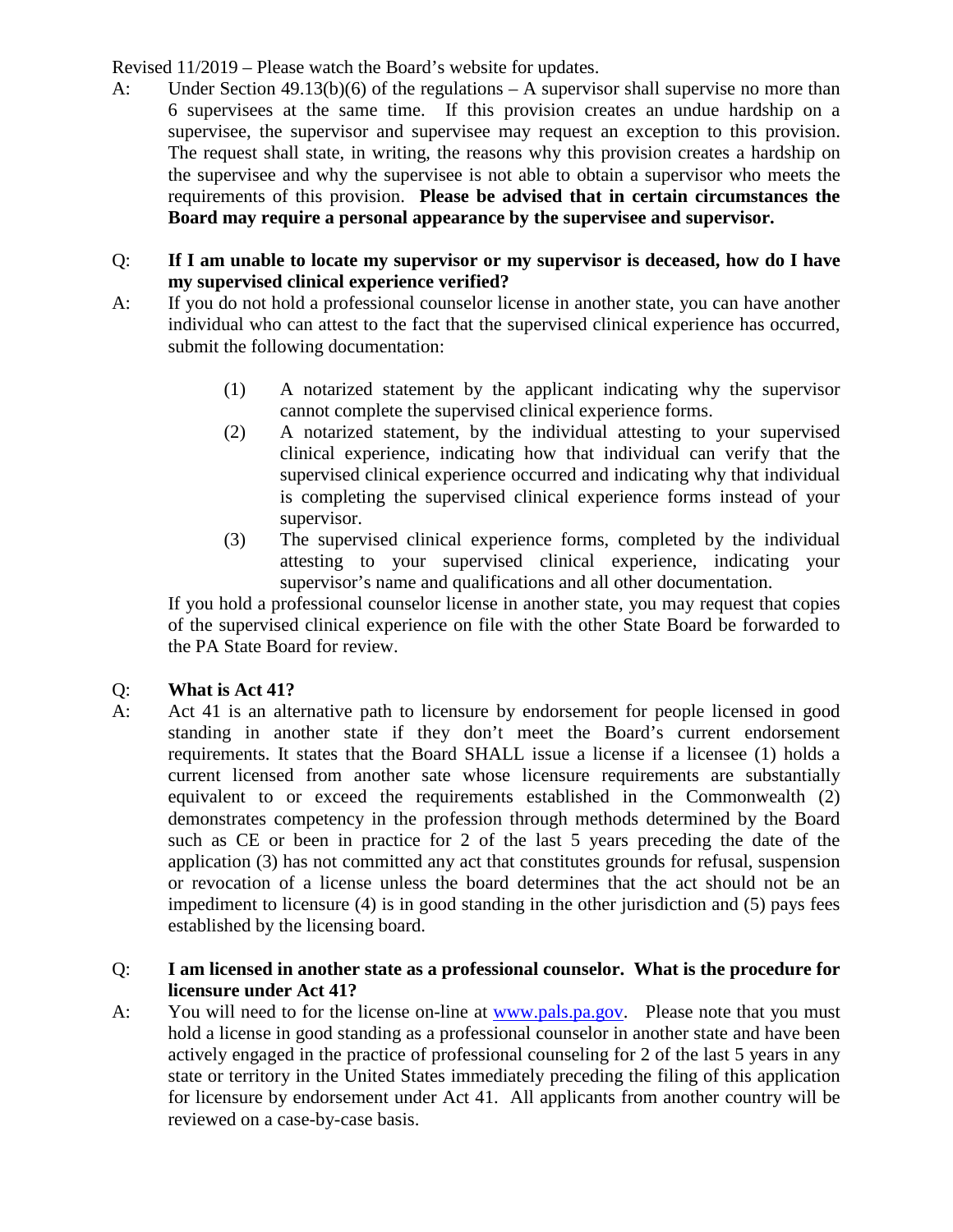Revised 11/2019 – Please watch the Board's website for updates.

A: Under Section 49.13(b)(6) of the regulations – A supervisor shall supervise no more than 6 supervisees at the same time. If this provision creates an undue hardship on a supervisee, the supervisor and supervisee may request an exception to this provision. The request shall state, in writing, the reasons why this provision creates a hardship on the supervisee and why the supervisee is not able to obtain a supervisor who meets the requirements of this provision. **Please be advised that in certain circumstances the Board may require a personal appearance by the supervisee and supervisor.**

Q: **If I am unable to locate my supervisor or my supervisor is deceased, how do I have my supervised clinical experience verified?**

A: If you do not hold a professional counselor license in another state, you can have another individual who can attest to the fact that the supervised clinical experience has occurred, submit the following documentation:

(1) A notarized statement by the applicant indicating why the supervisor cannot complete the supervised clinical experience forms.

(2) A notarized statement, by the individual attesting to your supervised clinical experience, indicating how that individual can verify that the supervised clinical experience occurred and indicating why that individual is completing the supervised clinical experience forms instead of your supervisor.

(3) The supervised clinical experience forms, completed by the individual attesting to your supervised clinical experience, indicating your supervisor's name and qualifications and all other documentation.

If you hold a professional counselor license in another state, you may request that copies of the supervised clinical experience on file with the other State Board be forwarded to the PA State Board for review.

Q: **What is Act 41?**

A: Act 41 is an alternative path to licensure by endorsement for people licensed in good standing in another state if they don't meet the Board's current endorsement requirements. It states that the Board SHALL issue a license if a licensee (1) holds a current licensed from another sate whose licensure requirements are substantially equivalent to or exceed the requirements established in the Commonwealth (2) demonstrates competency in the profession through methods determined by the Board such as CE or been in practice for 2 of the last 5 years preceding the date of the application (3) has not committed any act that constitutes grounds for refusal, suspension or revocation of a license unless the board determines that the act should not be an impediment to licensure (4) is in good standing in the other jurisdiction and (5) pays fees established by the licensing board.

Q: **I am licensed in another state as a professional counselor. What is the procedure for licensure under Act 41?**

A: You will need to for the license on-line at [www.pals.pa.gov](http://www.pals.pa.gov). Please note that you must hold a license in good standing as a professional counselor in another state and have been actively engaged in the practice of professional counseling for 2 of the last 5 years in any state or territory in the United States immediately preceding the filing of this application for licensure by endorsement under Act 41. All applicants from another country will be reviewed on a case-by-case basis.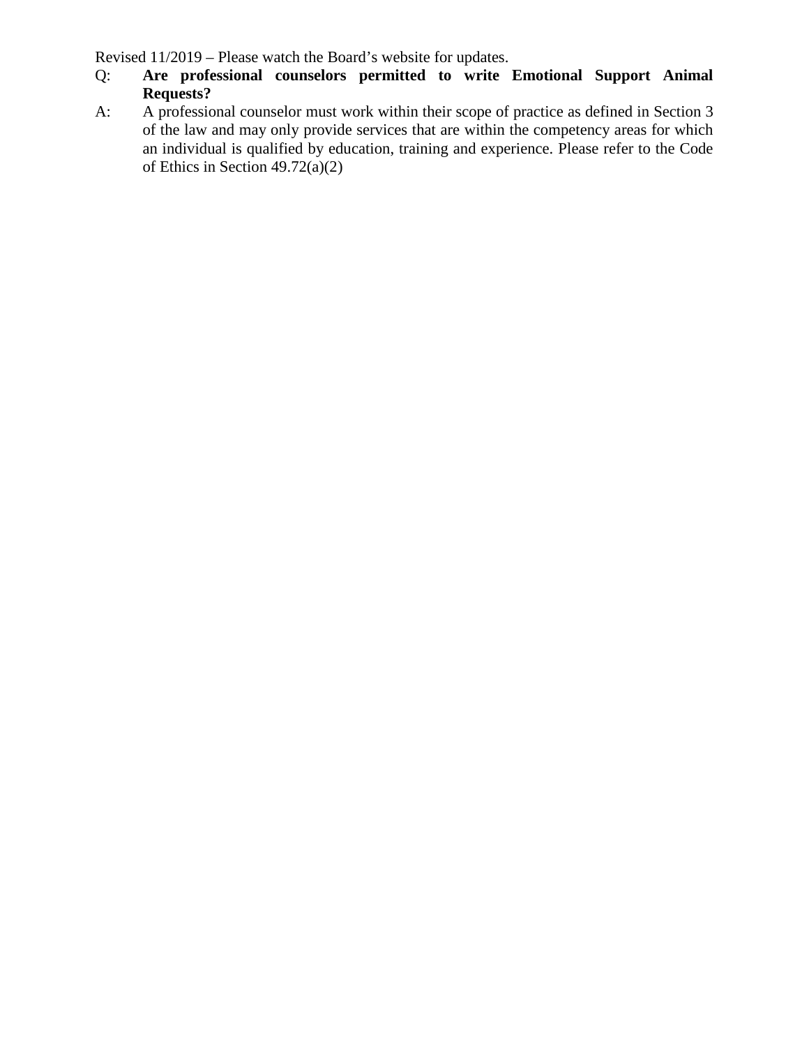Revised 11/2019 – Please watch the Board's website for updates.

Q: **Are professional counselors permitted to write Emotional Support Animal Requests?**

A: A professional counselor must work within their scope of practice as defined in Section 3 of the law and may only provide services that are within the competency areas for which an individual is qualified by education, training and experience. Please refer to the Code of Ethics in Section 49.72(a)(2)